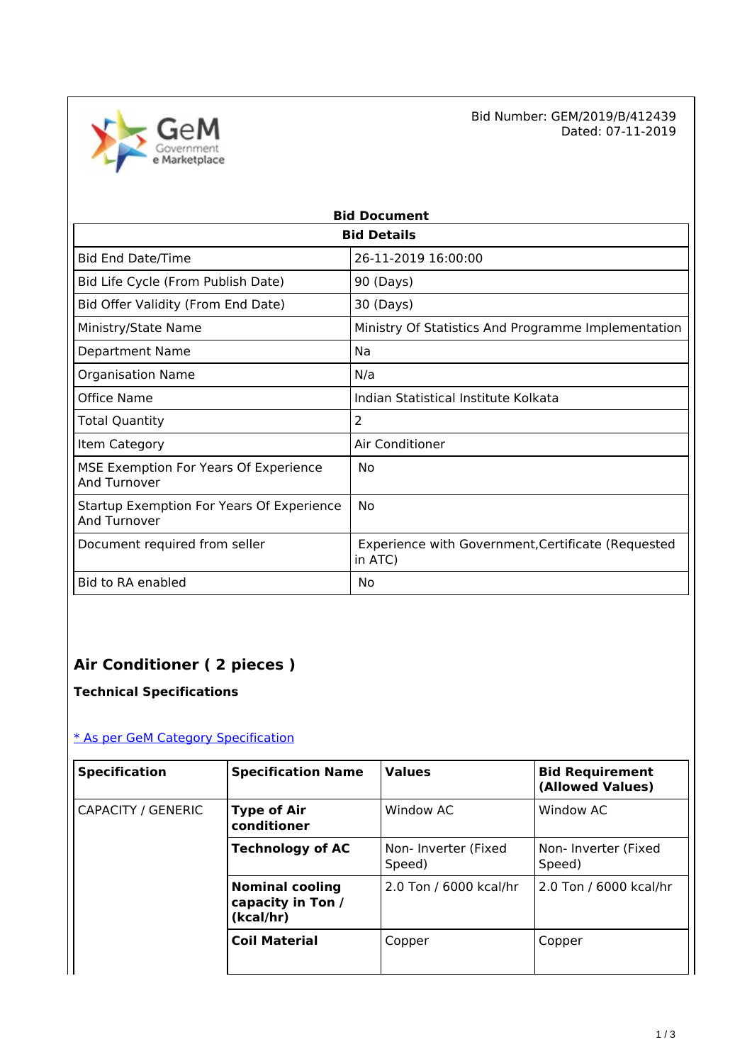Bid Number: GEM/2019/B/412439
Dated: 07-11-2019

# Bid Document

| Bid Details | |
|---|---|
| Bid End Date/Time | 26-11-2019 16:00:00 |
| Bid Life Cycle (From Publish Date) | 90 (Days) |
| Bid Offer Validity (From End Date) | 30 (Days) |
| Ministry/State Name | Ministry Of Statistics And Programme Implementation |
| Department Name | Na |
| Organisation Name | N/a |
| Office Name | Indian Statistical Institute Kolkata |
| Total Quantity | 2 |
| Item Category | Air Conditioner |
| MSE Exemption For Years Of Experience And Turnover | No |
| Startup Exemption For Years Of Experience And Turnover | No |
| Document required from seller | Experience with Government,Certificate (Requested in ATC) |
| Bid to RA enabled | No |

## Air Conditioner ( 2 pieces )

**Technical Specifications**

[* As per GeM Category Specification]

| Specification | Specification Name | Values | Bid Requirement (Allowed Values) |
|---|---|---|---|
| CAPACITY / GENERIC | **Type of Air conditioner** | Window AC | Window AC |
| | **Technology of AC** | Non- Inverter (Fixed Speed) | Non- Inverter (Fixed Speed) |
| | **Nominal cooling capacity in Ton / (kcal/hr)** | 2.0 Ton / 6000 kcal/hr | 2.0 Ton / 6000 kcal/hr |
| | **Coil Material** | Copper | Copper |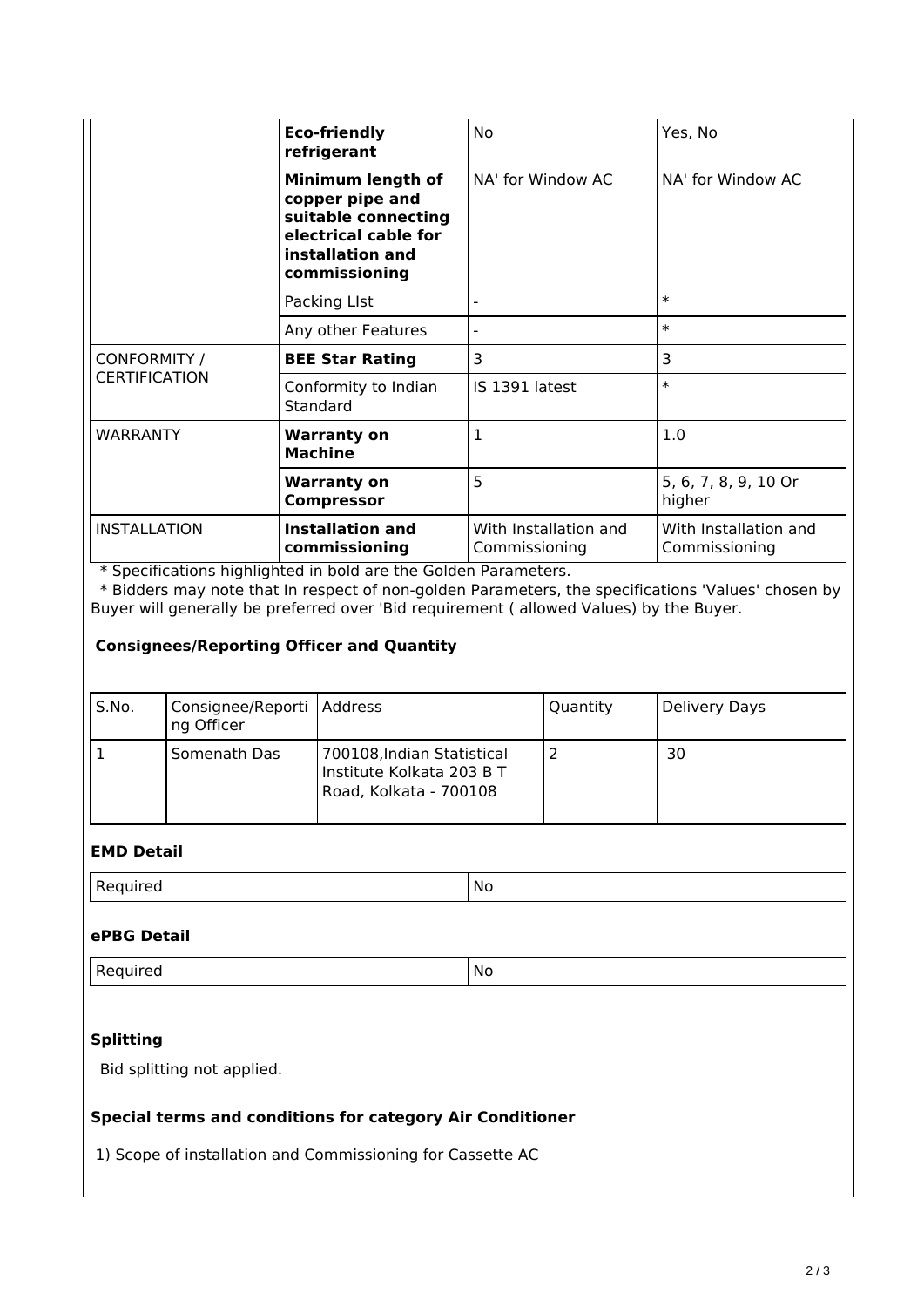| | | | |
|---|---|---|---|
| | **Eco-friendly refrigerant** | No | Yes, No |
| | **Minimum length of copper pipe and suitable connecting electrical cable for installation and commissioning** | NA' for Window AC | NA' for Window AC |
| | Packing LIst | - | * |
| | Any other Features | - | * |
| CONFORMITY / CERTIFICATION | **BEE Star Rating** | 3 | 3 |
| | Conformity to Indian Standard | IS 1391 latest | * |
| WARRANTY | **Warranty on Machine** | 1 | 1.0 |
| | **Warranty on Compressor** | 5 | 5, 6, 7, 8, 9, 10 Or higher |
| INSTALLATION | **Installation and commissioning** | With Installation and Commissioning | With Installation and Commissioning |

* Specifications highlighted in bold are the Golden Parameters.
* Bidders may note that In respect of non-golden Parameters, the specifications 'Values' chosen by Buyer will generally be preferred over 'Bid requirement ( allowed Values) by the Buyer.

### Consignees/Reporting Officer and Quantity

| S.No. | Consignee/Reporting Officer | Address | Quantity | Delivery Days |
|---|---|---|---|---|
| 1 | Somenath Das | 700108,Indian Statistical Institute Kolkata 203 B T Road, Kolkata - 700108 | 2 | 30 |

### EMD Detail

| | |
|---|---|
| Required | No |

### ePBG Detail

| | |
|---|---|
| Required | No |

### Splitting

Bid splitting not applied.

### Special terms and conditions for category Air Conditioner

1) Scope of installation and Commissioning for Cassette AC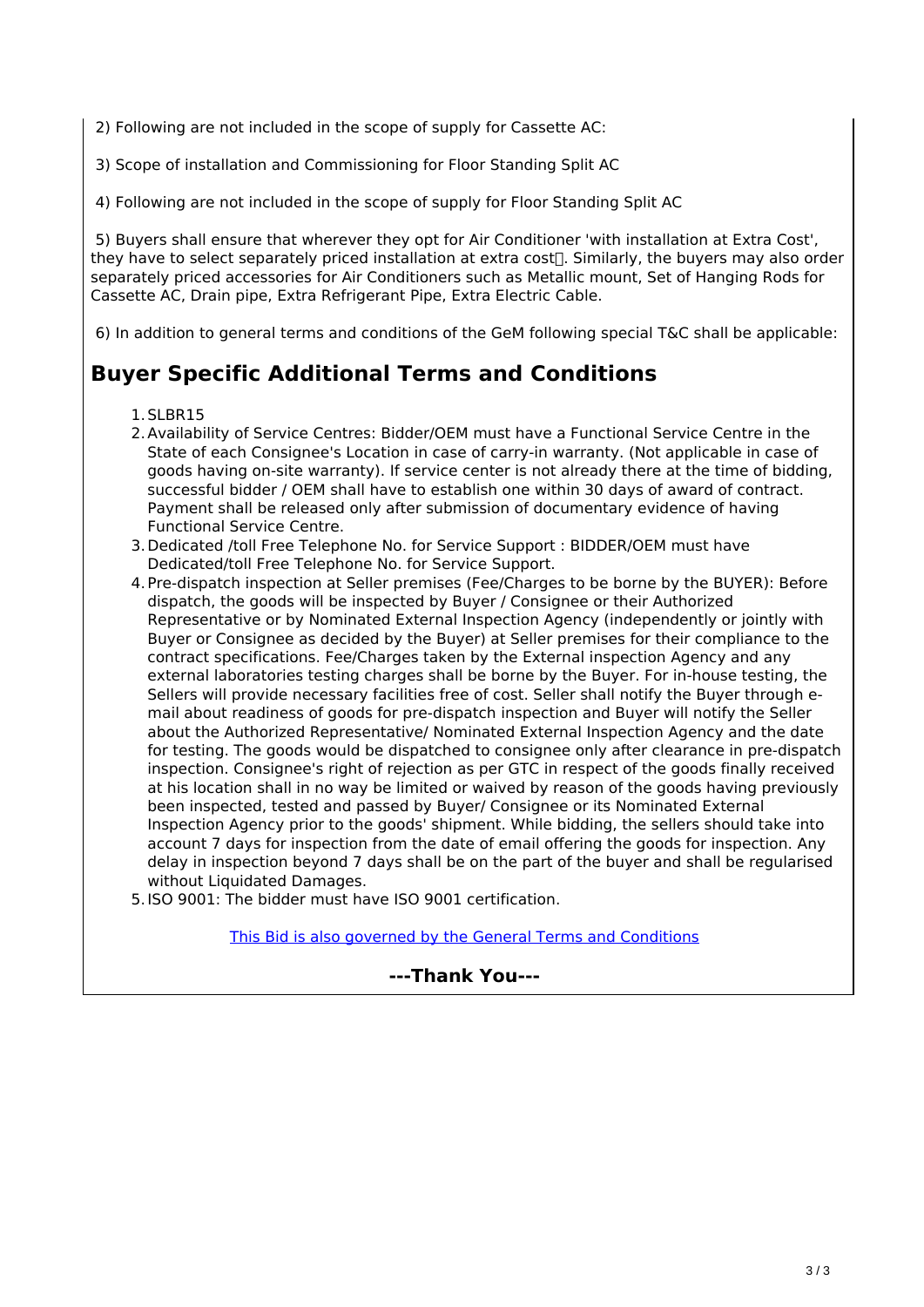2) Following are not included in the scope of supply for Cassette AC:

3) Scope of installation and Commissioning for Floor Standing Split AC

4) Following are not included in the scope of supply for Floor Standing Split AC

5) Buyers shall ensure that wherever they opt for Air Conditioner 'with installation at Extra Cost', they have to select separately priced installation at extra cost. Similarly, the buyers may also order separately priced accessories for Air Conditioners such as Metallic mount, Set of Hanging Rods for Cassette AC, Drain pipe, Extra Refrigerant Pipe, Extra Electric Cable.

6) In addition to general terms and conditions of the GeM following special T&C shall be applicable:

## Buyer Specific Additional Terms and Conditions

1. SLBR15
2. Availability of Service Centres: Bidder/OEM must have a Functional Service Centre in the State of each Consignee's Location in case of carry-in warranty. (Not applicable in case of goods having on-site warranty). If service center is not already there at the time of bidding, successful bidder / OEM shall have to establish one within 30 days of award of contract. Payment shall be released only after submission of documentary evidence of having Functional Service Centre.
3. Dedicated /toll Free Telephone No. for Service Support : BIDDER/OEM must have Dedicated/toll Free Telephone No. for Service Support.
4. Pre-dispatch inspection at Seller premises (Fee/Charges to be borne by the BUYER): Before dispatch, the goods will be inspected by Buyer / Consignee or their Authorized Representative or by Nominated External Inspection Agency (independently or jointly with Buyer or Consignee as decided by the Buyer) at Seller premises for their compliance to the contract specifications. Fee/Charges taken by the External inspection Agency and any external laboratories testing charges shall be borne by the Buyer. For in-house testing, the Sellers will provide necessary facilities free of cost. Seller shall notify the Buyer through e-mail about readiness of goods for pre-dispatch inspection and Buyer will notify the Seller about the Authorized Representative/ Nominated External Inspection Agency and the date for testing. The goods would be dispatched to consignee only after clearance in pre-dispatch inspection. Consignee's right of rejection as per GTC in respect of the goods finally received at his location shall in no way be limited or waived by reason of the goods having previously been inspected, tested and passed by Buyer/ Consignee or its Nominated External Inspection Agency prior to the goods' shipment. While bidding, the sellers should take into account 7 days for inspection from the date of email offering the goods for inspection. Any delay in inspection beyond 7 days shall be on the part of the buyer and shall be regularised without Liquidated Damages.
5. ISO 9001: The bidder must have ISO 9001 certification.

This Bid is also governed by the General Terms and Conditions

**---Thank You---**